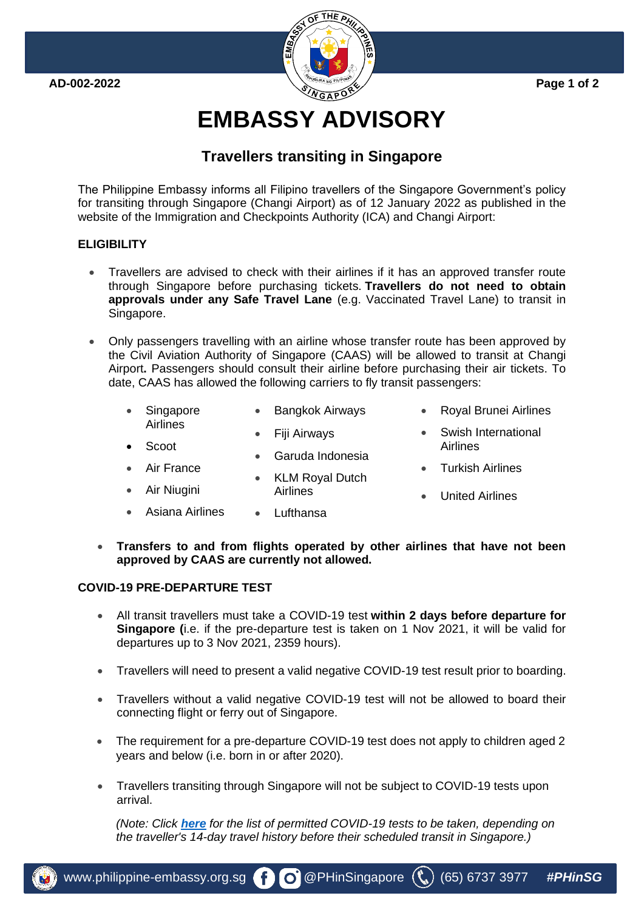AD-002-2022

# EMBASSY ADVISORY

## Travellers transiting in Singapore

The Philippine Embassy informs all Filipino travellers of the Singapore Government's policy for transiting through Singapore (Changi Airport) as of 12 January 2022 as published in the website of the Immigration and Checkpoints Authority (ICA) and Changi Airport:

**ELIGIBILITY**

- Travellers are advised to check with their airlines if it has an approved transfer route through Singapore before purchasing tickets. **Travellers do not need to obtain approvals under any Safe Travel Lane** (e.g. Vaccinated Travel Lane) to transit in Singapore.

- Only passengers travelling with an airline whose transfer route has been approved by the Civil Aviation Authority of Singapore (CAAS) will be allowed to transit at Changi Airport**.** Passengers should consult their airline before purchasing their air tickets. To date, CAAS has allowed the following carriers to fly transit passengers:

  - Singapore Airlines
  - Scoot
  - Air France
  - Air Niugini
  - Asiana Airlines
  - Bangkok Airways
  - Fiji Airways
  - Garuda Indonesia
  - KLM Royal Dutch Airlines
  - Lufthansa
  - Royal Brunei Airlines
  - Swish International Airlines
  - Turkish Airlines
  - United Airlines

- **Transfers to and from flights operated by other airlines that have not been approved by CAAS are currently not allowed.**

**COVID-19 PRE-DEPARTURE TEST**

- All transit travellers must take a COVID-19 test **within 2 days before departure for Singapore (**i.e. if the pre-departure test is taken on 1 Nov 2021, it will be valid for departures up to 3 Nov 2021, 2359 hours).

- Travellers will need to present a valid negative COVID-19 test result prior to boarding.

- Travellers without a valid negative COVID-19 test will not be allowed to board their connecting flight or ferry out of Singapore.

- The requirement for a pre-departure COVID-19 test does not apply to children aged 2 years and below (i.e. born in or after 2020).

- Travellers transiting through Singapore will not be subject to COVID-19 tests upon arrival.

  *(Note: Click **here** for the list of permitted COVID-19 tests to be taken, depending on the traveller's 14-day travel history before their scheduled transit in Singapore.)*

www.philippine-embassy.org.sg @PHinSingapore (65) 6737 3977 *#PHinSG*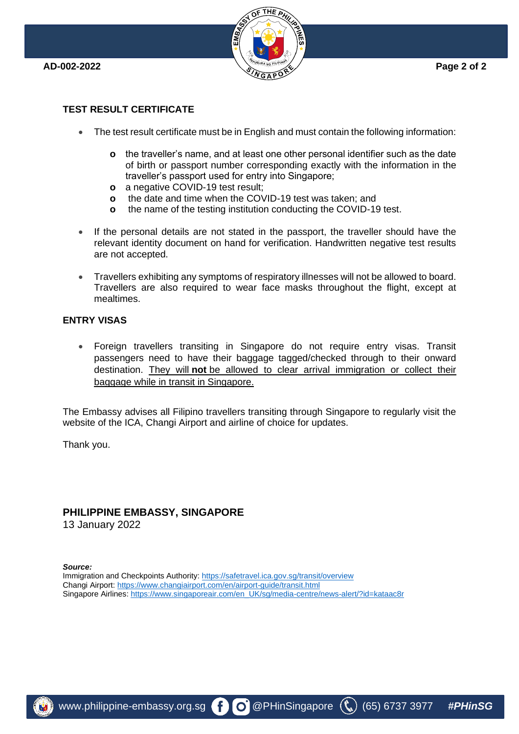## TEST RESULT CERTIFICATE

- The test result certificate must be in English and must contain the following information:
    - the traveller's name, and at least one other personal identifier such as the date of birth or passport number corresponding exactly with the information in the traveller's passport used for entry into Singapore;
    - a negative COVID-19 test result;
    - the date and time when the COVID-19 test was taken; and
    - the name of the testing institution conducting the COVID-19 test.

- If the personal details are not stated in the passport, the traveller should have the relevant identity document on hand for verification. Handwritten negative test results are not accepted.

- Travellers exhibiting any symptoms of respiratory illnesses will not be allowed to board. Travellers are also required to wear face masks throughout the flight, except at mealtimes.

## ENTRY VISAS

- Foreign travellers transiting in Singapore do not require entry visas. Transit passengers need to have their baggage tagged/checked through to their onward destination. They will **not** be allowed to clear arrival immigration or collect their baggage while in transit in Singapore.

The Embassy advises all Filipino travellers transiting through Singapore to regularly visit the website of the ICA, Changi Airport and airline of choice for updates.

Thank you.

**PHILIPPINE EMBASSY, SINGAPORE**
13 January 2022

***Source:***
Immigration and Checkpoints Authority: https://safetravel.ica.gov.sg/transit/overview
Changi Airport: https://www.changiairport.com/en/airport-guide/transit.html
Singapore Airlines: https://www.singaporeair.com/en_UK/sg/media-centre/news-alert/?id=kataac8r